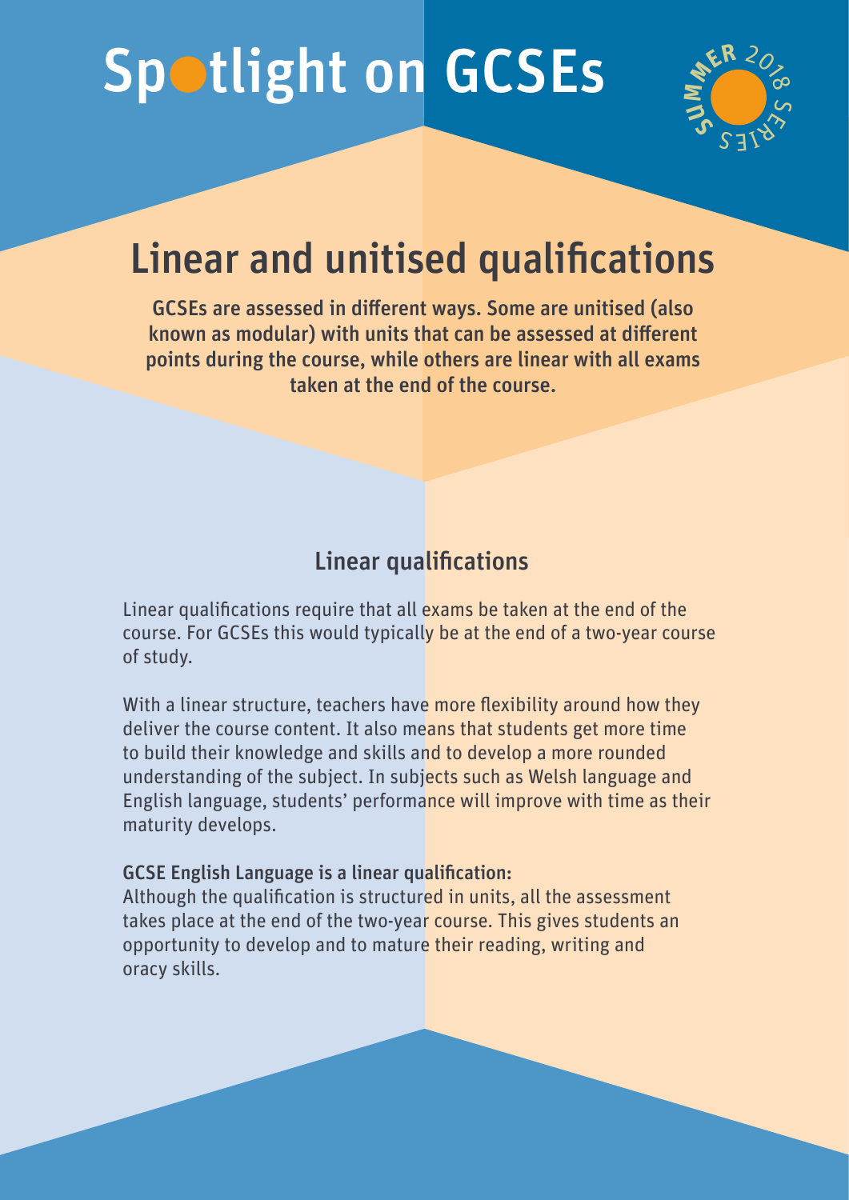# Spotlight on GCSEs

SUMMER 2018 SERIES

## Linear and unitised qualifications

**GCSEs are assessed in different ways. Some are unitised (also known as modular) with units that can be assessed at different points during the course, while others are linear with all exams taken at the end of the course.**

### Linear qualifications

Linear qualifications require that all exams be taken at the end of the course. For GCSEs this would typically be at the end of a two-year course of study.

With a linear structure, teachers have more flexibility around how they deliver the course content. It also means that students get more time to build their knowledge and skills and to develop a more rounded understanding of the subject. In subjects such as Welsh language and English language, students' performance will improve with time as their maturity develops.

**GCSE English Language is a linear qualification:**
Although the qualification is structured in units, all the assessment takes place at the end of the two-year course. This gives students an opportunity to develop and to mature their reading, writing and oracy skills.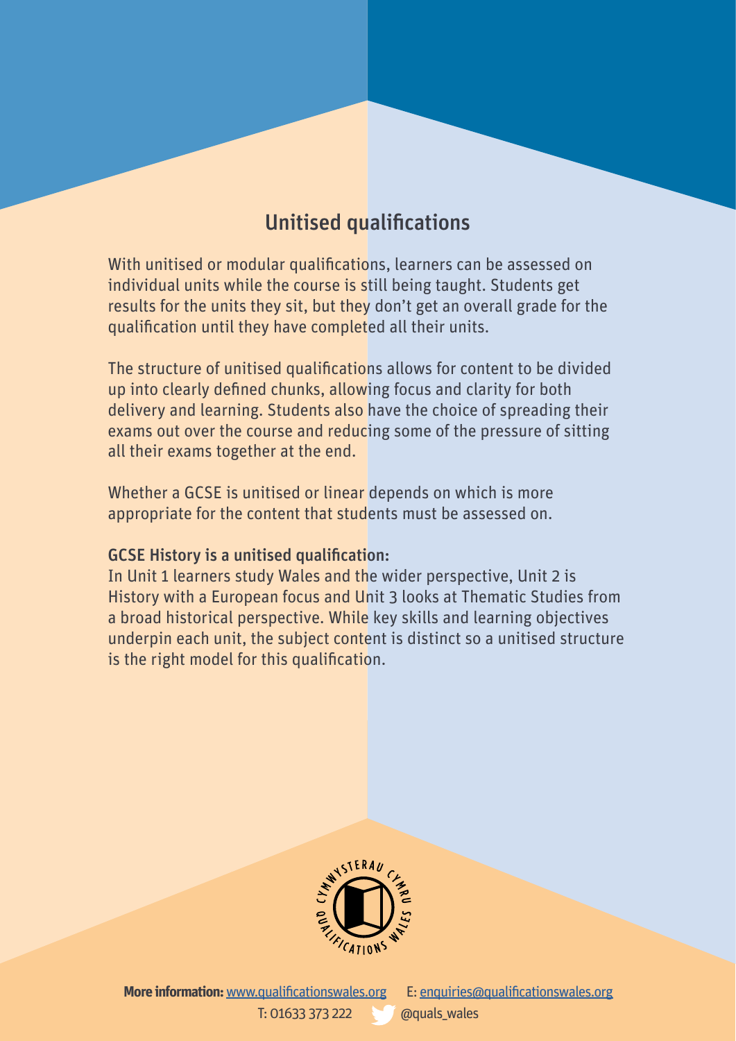## Unitised qualifications

With unitised or modular qualifications, learners can be assessed on individual units while the course is still being taught. Students get results for the units they sit, but they don't get an overall grade for the qualification until they have completed all their units.

The structure of unitised qualifications allows for content to be divided up into clearly defined chunks, allowing focus and clarity for both delivery and learning. Students also have the choice of spreading their exams out over the course and reducing some of the pressure of sitting all their exams together at the end.

Whether a GCSE is unitised or linear depends on which is more appropriate for the content that students must be assessed on.

**GCSE History is a unitised qualification:**
In Unit 1 learners study Wales and the wider perspective, Unit 2 is History with a European focus and Unit 3 looks at Thematic Studies from a broad historical perspective. While key skills and learning objectives underpin each unit, the subject content is distinct so a unitised structure is the right model for this qualification.

CYMWYSTERAU CYMRU QUALIFICATIONS WALES

**More information:** www.qualificationswales.org E: enquiries@qualificationswales.org
T: 01633 373 222 @quals_wales